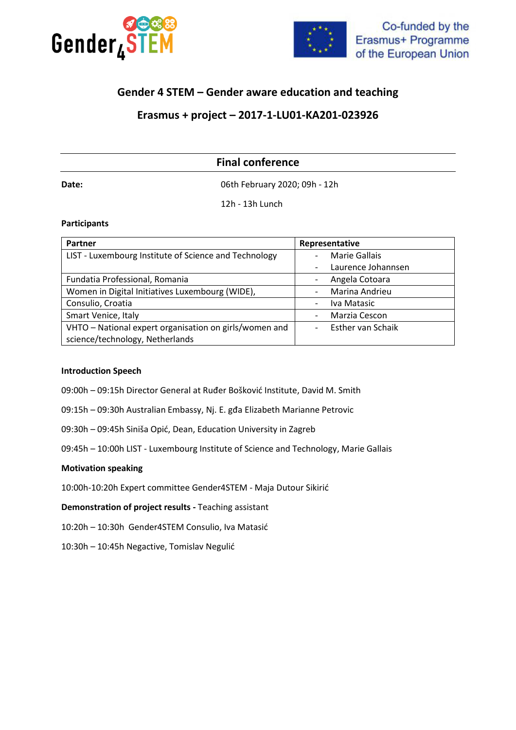Gender4STEM

Co-funded by the Erasmus+ Programme of the European Union

## Gender 4 STEM – Gender aware education and teaching

## Erasmus + project – 2017-1-LU01-KA201-023926

### Final conference

**Date:** 06th February 2020; 09h - 12h

12h - 13h Lunch

**Participants**

| Partner | Representative |
|---|---|
| LIST - Luxembourg Institute of Science and Technology | - Marie Gallais<br>- Laurence Johannsen |
| Fundatia Professional, Romania | - Angela Cotoara |
| Women in Digital Initiatives Luxembourg (WIDE), | - Marina Andrieu |
| Consulio, Croatia | - Iva Matasic |
| Smart Venice, Italy | - Marzia Cescon |
| VHTO – National expert organisation on girls/women and science/technology, Netherlands | - Esther van Schaik |

**Introduction Speech**

09:00h – 09:15h Director General at Ruđer Bošković Institute, David M. Smith

09:15h – 09:30h Australian Embassy, Nj. E. gđa Elizabeth Marianne Petrovic

09:30h – 09:45h Siniša Opić, Dean, Education University in Zagreb

09:45h – 10:00h LIST - Luxembourg Institute of Science and Technology, Marie Gallais

**Motivation speaking**

10:00h-10:20h Expert committee Gender4STEM - Maja Dutour Sikirić

**Demonstration of project results -** Teaching assistant

10:20h – 10:30h Gender4STEM Consulio, Iva Matasić

10:30h – 10:45h Negactive, Tomislav Negulić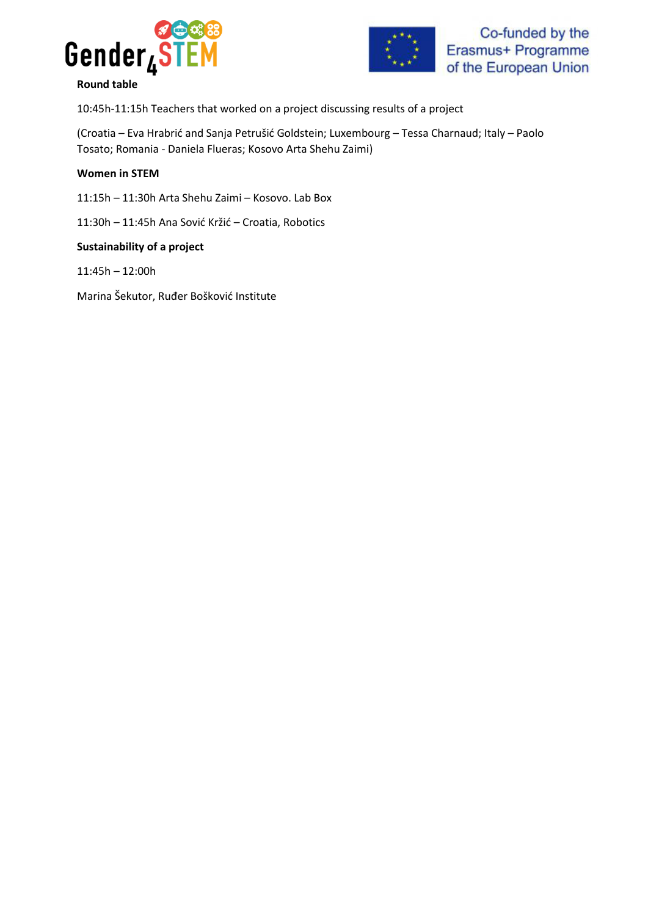**Round table**

10:45h-11:15h Teachers that worked on a project discussing results of a project

(Croatia – Eva Hrabrić and Sanja Petrušić Goldstein; Luxembourg – Tessa Charnaud; Italy – Paolo Tosato; Romania - Daniela Flueras; Kosovo Arta Shehu Zaimi)

**Women in STEM**

11:15h – 11:30h Arta Shehu Zaimi – Kosovo. Lab Box

11:30h – 11:45h Ana Sović Kržić – Croatia, Robotics

**Sustainability of a project**

11:45h – 12:00h

Marina Šekutor, Ruđer Bošković Institute